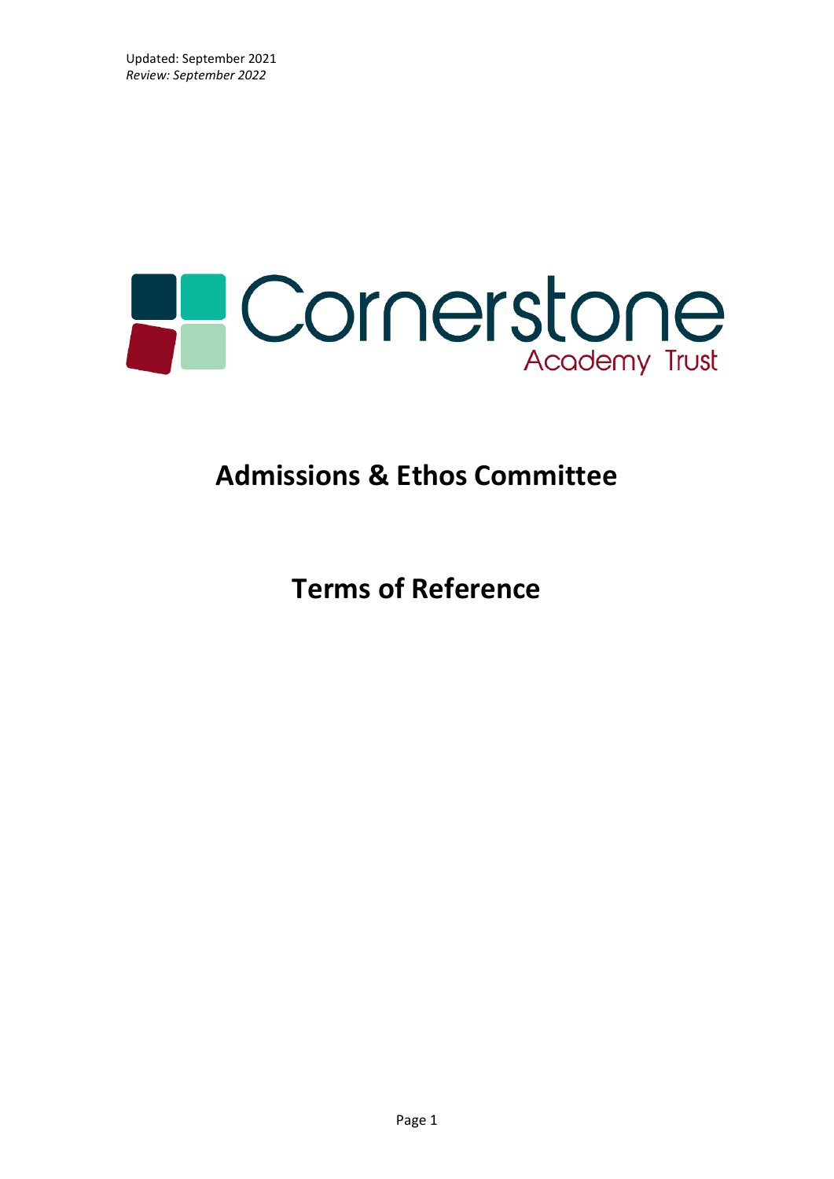Updated: September 2021
*Review: September 2022*

Cornerstone
Academy Trust

# Admissions & Ethos Committee

# Terms of Reference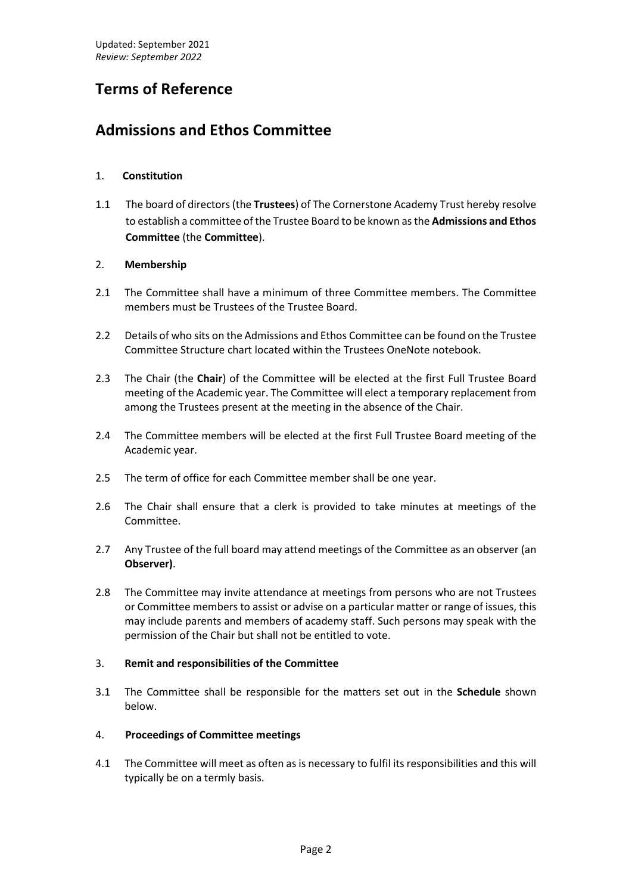Updated: September 2021
*Review: September 2022*

# Terms of Reference

# Admissions and Ethos Committee

1. **Constitution**

1.1 The board of directors (the **Trustees**) of The Cornerstone Academy Trust hereby resolve to establish a committee of the Trustee Board to be known as the **Admissions and Ethos Committee** (the **Committee**).

2. **Membership**

2.1 The Committee shall have a minimum of three Committee members. The Committee members must be Trustees of the Trustee Board.

2.2 Details of who sits on the Admissions and Ethos Committee can be found on the Trustee Committee Structure chart located within the Trustees OneNote notebook.

2.3 The Chair (the **Chair**) of the Committee will be elected at the first Full Trustee Board meeting of the Academic year. The Committee will elect a temporary replacement from among the Trustees present at the meeting in the absence of the Chair.

2.4 The Committee members will be elected at the first Full Trustee Board meeting of the Academic year.

2.5 The term of office for each Committee member shall be one year.

2.6 The Chair shall ensure that a clerk is provided to take minutes at meetings of the Committee.

2.7 Any Trustee of the full board may attend meetings of the Committee as an observer (an **Observer)**.

2.8 The Committee may invite attendance at meetings from persons who are not Trustees or Committee members to assist or advise on a particular matter or range of issues, this may include parents and members of academy staff. Such persons may speak with the permission of the Chair but shall not be entitled to vote.

3. **Remit and responsibilities of the Committee**

3.1 The Committee shall be responsible for the matters set out in the **Schedule** shown below.

4. **Proceedings of Committee meetings**

4.1 The Committee will meet as often as is necessary to fulfil its responsibilities and this will typically be on a termly basis.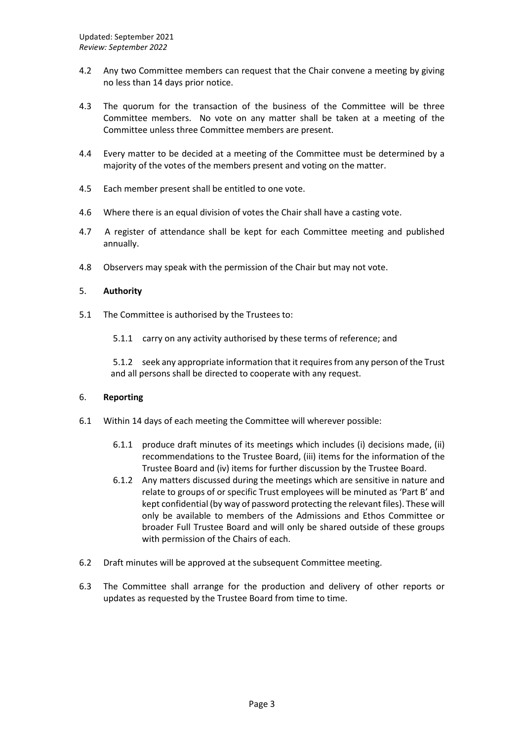4.2 Any two Committee members can request that the Chair convene a meeting by giving no less than 14 days prior notice.

4.3 The quorum for the transaction of the business of the Committee will be three Committee members. No vote on any matter shall be taken at a meeting of the Committee unless three Committee members are present.

4.4 Every matter to be decided at a meeting of the Committee must be determined by a majority of the votes of the members present and voting on the matter.

4.5 Each member present shall be entitled to one vote.

4.6 Where there is an equal division of votes the Chair shall have a casting vote.

4.7 A register of attendance shall be kept for each Committee meeting and published annually.

4.8 Observers may speak with the permission of the Chair but may not vote.

## 5. **Authority**

5.1 The Committee is authorised by the Trustees to:

5.1.1 carry on any activity authorised by these terms of reference; and

5.1.2 seek any appropriate information that it requires from any person of the Trust and all persons shall be directed to cooperate with any request.

## 6. **Reporting**

6.1 Within 14 days of each meeting the Committee will wherever possible:

6.1.1 produce draft minutes of its meetings which includes (i) decisions made, (ii) recommendations to the Trustee Board, (iii) items for the information of the Trustee Board and (iv) items for further discussion by the Trustee Board.

6.1.2 Any matters discussed during the meetings which are sensitive in nature and relate to groups of or specific Trust employees will be minuted as 'Part B' and kept confidential (by way of password protecting the relevant files). These will only be available to members of the Admissions and Ethos Committee or broader Full Trustee Board and will only be shared outside of these groups with permission of the Chairs of each.

6.2 Draft minutes will be approved at the subsequent Committee meeting.

6.3 The Committee shall arrange for the production and delivery of other reports or updates as requested by the Trustee Board from time to time.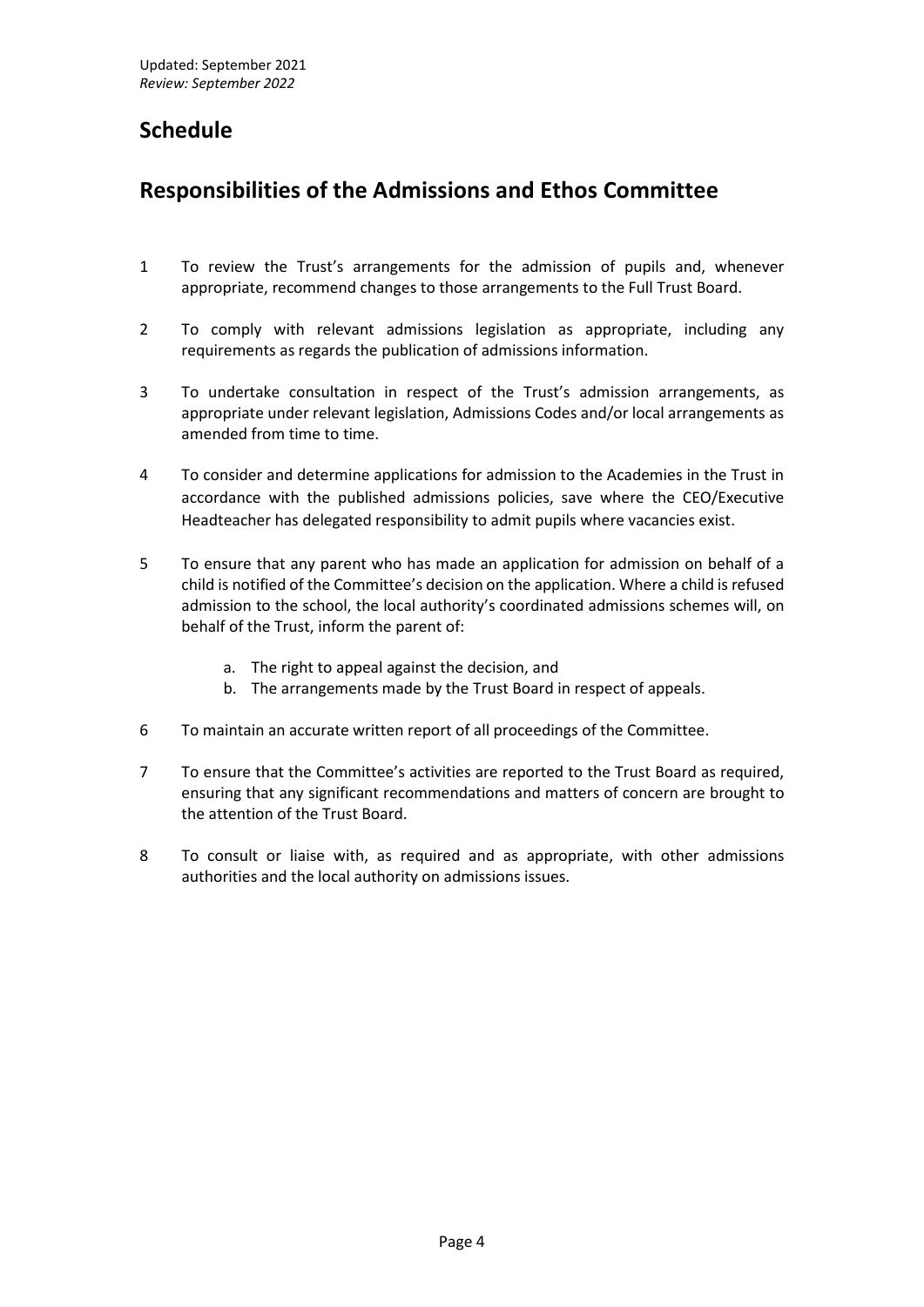Updated: September 2021
*Review: September 2022*

## Schedule

## Responsibilities of the Admissions and Ethos Committee

1. To review the Trust's arrangements for the admission of pupils and, whenever appropriate, recommend changes to those arrangements to the Full Trust Board.

2. To comply with relevant admissions legislation as appropriate, including any requirements as regards the publication of admissions information.

3. To undertake consultation in respect of the Trust's admission arrangements, as appropriate under relevant legislation, Admissions Codes and/or local arrangements as amended from time to time.

4. To consider and determine applications for admission to the Academies in the Trust in accordance with the published admissions policies, save where the CEO/Executive Headteacher has delegated responsibility to admit pupils where vacancies exist.

5. To ensure that any parent who has made an application for admission on behalf of a child is notified of the Committee's decision on the application. Where a child is refused admission to the school, the local authority's coordinated admissions schemes will, on behalf of the Trust, inform the parent of:

    a. The right to appeal against the decision, and
    b. The arrangements made by the Trust Board in respect of appeals.

6. To maintain an accurate written report of all proceedings of the Committee.

7. To ensure that the Committee's activities are reported to the Trust Board as required, ensuring that any significant recommendations and matters of concern are brought to the attention of the Trust Board.

8. To consult or liaise with, as required and as appropriate, with other admissions authorities and the local authority on admissions issues.